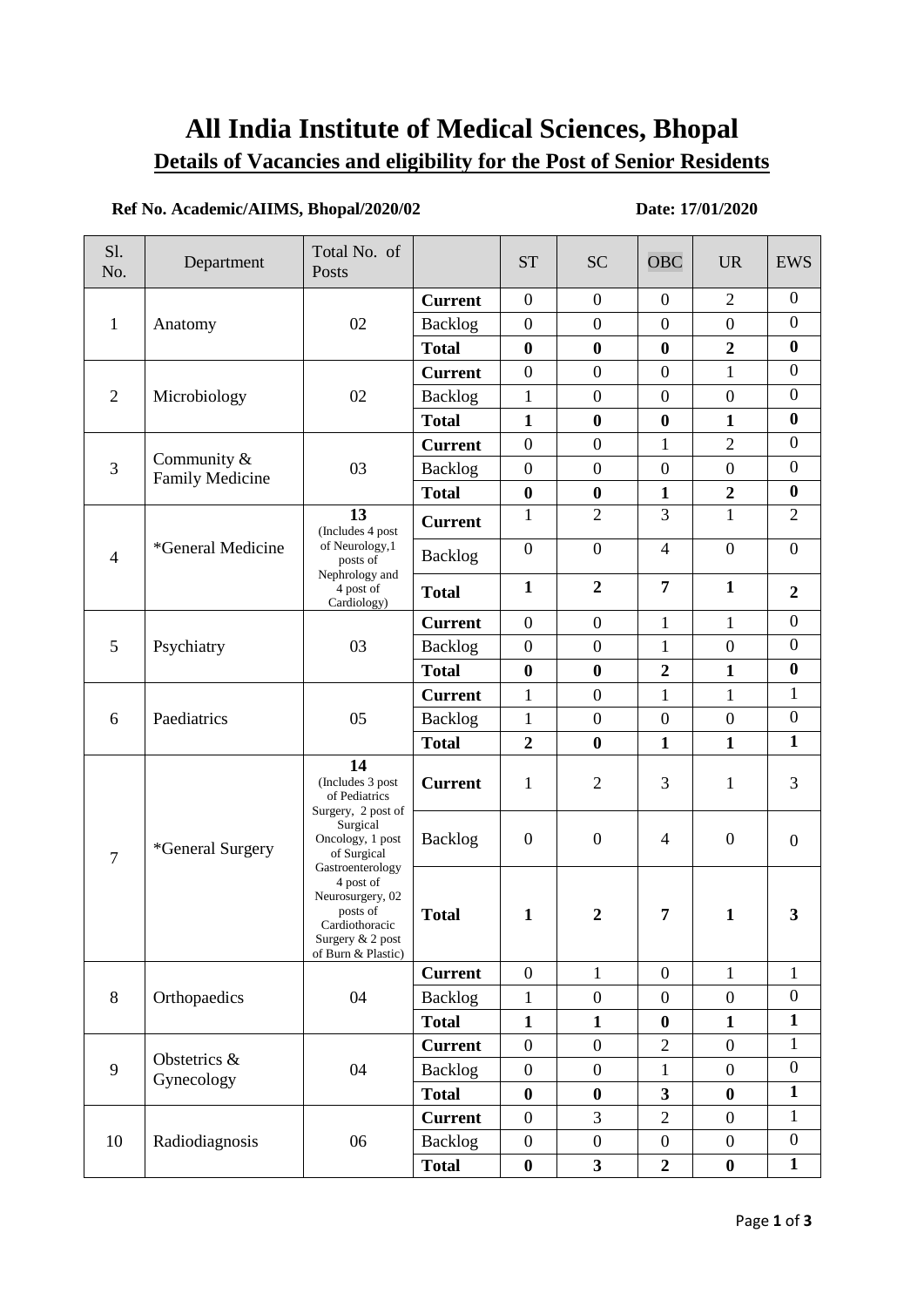# All India Institute of Medical Sciences, Bhopal

## Details of Vacancies and eligibility for the Post of Senior Residents

**Ref No. Academic/AIIMS, Bhopal/2020/02** **Date: 17/01/2020**

| Sl. No. | Department | Total No. of Posts | | ST | SC | OBC | UR | EWS |
|---|---|---|---|---|---|---|---|---|
| 1 | Anatomy | 02 | **Current** | 0 | 0 | 0 | 2 | 0 |
| | | | Backlog | 0 | 0 | 0 | 0 | 0 |
| | | | **Total** | **0** | **0** | **0** | **2** | **0** |
| 2 | Microbiology | 02 | **Current** | 0 | 0 | 0 | 1 | 0 |
| | | | Backlog | 1 | 0 | 0 | 0 | 0 |
| | | | **Total** | **1** | **0** | **0** | **1** | **0** |
| 3 | Community & Family Medicine | 03 | **Current** | 0 | 0 | 1 | 2 | 0 |
| | | | Backlog | 0 | 0 | 0 | 0 | 0 |
| | | | **Total** | **0** | **0** | **1** | **2** | **0** |
| 4 | *General Medicine | **13** (Includes 4 post of Neurology,1 posts of Nephrology and 4 post of Cardiology) | **Current** | 1 | 2 | 3 | 1 | 2 |
| | | | Backlog | 0 | 0 | 4 | 0 | 0 |
| | | | **Total** | **1** | **2** | **7** | **1** | **2** |
| 5 | Psychiatry | 03 | **Current** | 0 | 0 | 1 | 1 | 0 |
| | | | Backlog | 0 | 0 | 1 | 0 | 0 |
| | | | **Total** | **0** | **0** | **2** | **1** | **0** |
| 6 | Paediatrics | 05 | **Current** | 1 | 0 | 1 | 1 | 1 |
| | | | Backlog | 1 | 0 | 0 | 0 | 0 |
| | | | **Total** | **2** | **0** | **1** | **1** | **1** |
| 7 | *General Surgery | **14** (Includes 3 post of Pediatrics Surgery, 2 post of Surgical Oncology, 1 post of Surgical Gastroenterology 4 post of Neurosurgery, 02 posts of Cardiothoracic Surgery & 2 post of Burn & Plastic) | **Current** | 1 | 2 | 3 | 1 | 3 |
| | | | Backlog | 0 | 0 | 4 | 0 | 0 |
| | | | **Total** | **1** | **2** | **7** | **1** | **3** |
| 8 | Orthopaedics | 04 | **Current** | 0 | 1 | 0 | 1 | 1 |
| | | | Backlog | 1 | 0 | 0 | 0 | 0 |
| | | | **Total** | **1** | **1** | **0** | **1** | **1** |
| 9 | Obstetrics & Gynecology | 04 | **Current** | 0 | 0 | 2 | 0 | 1 |
| | | | Backlog | 0 | 0 | 1 | 0 | 0 |
| | | | **Total** | **0** | **0** | **3** | **0** | **1** |
| 10 | Radiodiagnosis | 06 | **Current** | 0 | 3 | 2 | 0 | 1 |
| | | | Backlog | 0 | 0 | 0 | 0 | 0 |
| | | | **Total** | **0** | **3** | **2** | **0** | **1** |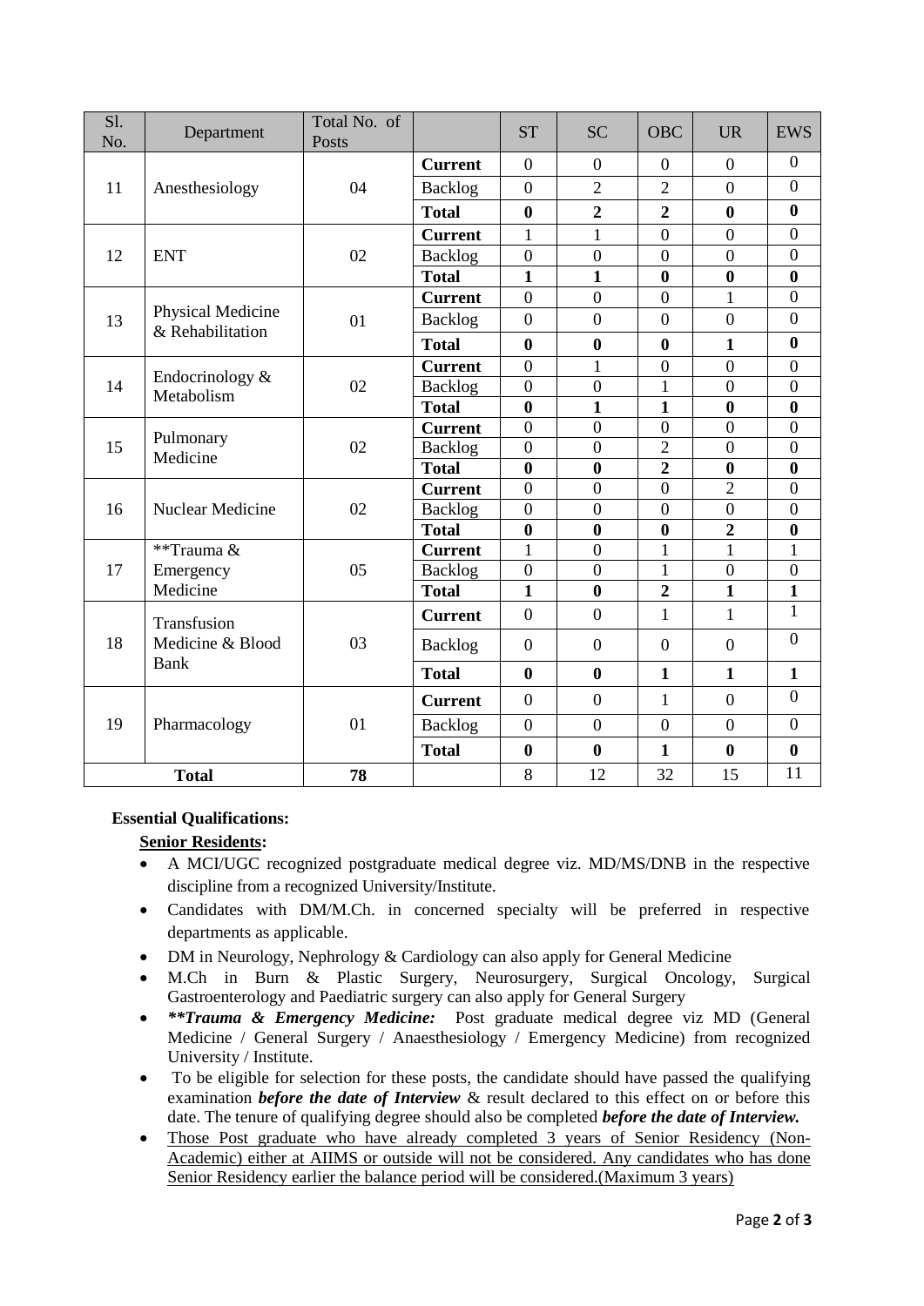| Sl. No. | Department | Total No. of Posts | | ST | SC | OBC | UR | EWS |
|---|---|---|---|---|---|---|---|---|
| 11 | Anesthesiology | 04 | **Current** | 0 | 0 | 0 | 0 | 0 |
| | | | Backlog | 0 | 2 | 2 | 0 | 0 |
| | | | **Total** | **0** | **2** | **2** | **0** | **0** |
| 12 | ENT | 02 | **Current** | 1 | 1 | 0 | 0 | 0 |
| | | | Backlog | 0 | 0 | 0 | 0 | 0 |
| | | | **Total** | **1** | **1** | **0** | **0** | **0** |
| 13 | Physical Medicine & Rehabilitation | 01 | **Current** | 0 | 0 | 0 | 1 | 0 |
| | | | Backlog | 0 | 0 | 0 | 0 | 0 |
| | | | **Total** | **0** | **0** | **0** | **1** | **0** |
| 14 | Endocrinology & Metabolism | 02 | **Current** | 0 | 1 | 0 | 0 | 0 |
| | | | Backlog | 0 | 0 | 1 | 0 | 0 |
| | | | **Total** | **0** | **1** | **1** | **0** | **0** |
| 15 | Pulmonary Medicine | 02 | **Current** | 0 | 0 | 0 | 0 | 0 |
| | | | Backlog | 0 | 0 | 2 | 0 | 0 |
| | | | **Total** | **0** | **0** | **2** | **0** | **0** |
| 16 | Nuclear Medicine | 02 | **Current** | 0 | 0 | 0 | 2 | 0 |
| | | | Backlog | 0 | 0 | 0 | 0 | 0 |
| | | | **Total** | **0** | **0** | **0** | **2** | **0** |
| 17 | **Trauma & Emergency Medicine | 05 | **Current** | 1 | 0 | 1 | 1 | 1 |
| | | | Backlog | 0 | 0 | 1 | 0 | 0 |
| | | | **Total** | **1** | **0** | **2** | **1** | **1** |
| 18 | Transfusion Medicine & Blood Bank | 03 | **Current** | 0 | 0 | 1 | 1 | 1 |
| | | | Backlog | 0 | 0 | 0 | 0 | 0 |
| | | | **Total** | **0** | **0** | **1** | **1** | **1** |
| 19 | Pharmacology | 01 | **Current** | 0 | 0 | 1 | 0 | 0 |
| | | | Backlog | 0 | 0 | 0 | 0 | 0 |
| | | | **Total** | **0** | **0** | **1** | **0** | **0** |
| **Total** | | **78** | | 8 | 12 | 32 | 15 | 11 |

**Essential Qualifications:**

**Senior Residents:**

- A MCI/UGC recognized postgraduate medical degree viz. MD/MS/DNB in the respective discipline from a recognized University/Institute.
- Candidates with DM/M.Ch. in concerned specialty will be preferred in respective departments as applicable.
- DM in Neurology, Nephrology & Cardiology can also apply for General Medicine
- M.Ch in Burn & Plastic Surgery, Neurosurgery, Surgical Oncology, Surgical Gastroenterology and Paediatric surgery can also apply for General Surgery
- ***\*\*Trauma & Emergency Medicine:*** Post graduate medical degree viz MD (General Medicine / General Surgery / Anaesthesiology / Emergency Medicine) from recognized University / Institute.
- To be eligible for selection for these posts, the candidate should have passed the qualifying examination ***before the date of Interview*** & result declared to this effect on or before this date. The tenure of qualifying degree should also be completed ***before the date of Interview.***
- <u>Those Post graduate who have already completed 3 years of Senior Residency (Non-Academic) either at AIIMS or outside will not be considered. Any candidates who has done Senior Residency earlier the balance period will be considered.(Maximum 3 years)</u>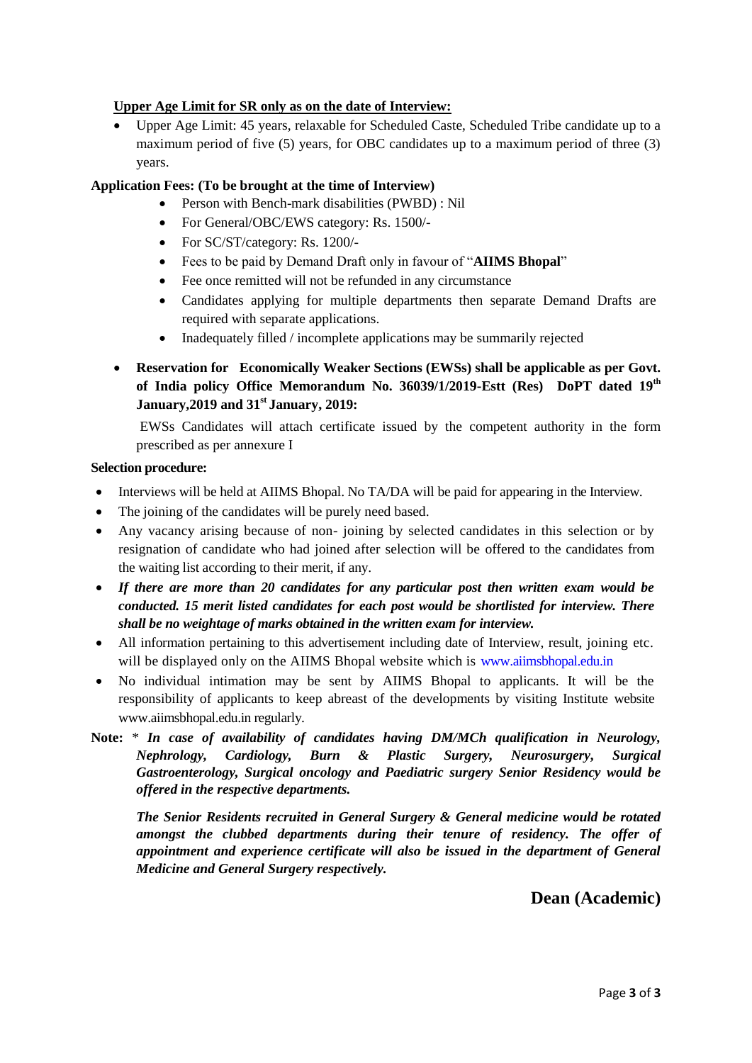**Upper Age Limit for SR only as on the date of Interview:**

- Upper Age Limit: 45 years, relaxable for Scheduled Caste, Scheduled Tribe candidate up to a maximum period of five (5) years, for OBC candidates up to a maximum period of three (3) years.

**Application Fees: (To be brought at the time of Interview)**

- Person with Bench-mark disabilities (PWBD) : Nil
- For General/OBC/EWS category: Rs. 1500/-
- For SC/ST/category: Rs. 1200/-
- Fees to be paid by Demand Draft only in favour of "**AIIMS Bhopal**"
- Fee once remitted will not be refunded in any circumstance
- Candidates applying for multiple departments then separate Demand Drafts are required with separate applications.
- Inadequately filled / incomplete applications may be summarily rejected

- **Reservation for Economically Weaker Sections (EWSs) shall be applicable as per Govt. of India policy Office Memorandum No. 36039/1/2019-Estt (Res) DoPT dated 19th January,2019 and 31st January, 2019:**

  EWSs Candidates will attach certificate issued by the competent authority in the form prescribed as per annexure I

**Selection procedure:**

- Interviews will be held at AIIMS Bhopal. No TA/DA will be paid for appearing in the Interview.
- The joining of the candidates will be purely need based.
- Any vacancy arising because of non- joining by selected candidates in this selection or by resignation of candidate who had joined after selection will be offered to the candidates from the waiting list according to their merit, if any.
- ***If there are more than 20 candidates for any particular post then written exam would be conducted. 15 merit listed candidates for each post would be shortlisted for interview. There shall be no weightage of marks obtained in the written exam for interview.***
- All information pertaining to this advertisement including date of Interview, result, joining etc. will be displayed only on the AIIMS Bhopal website which is www.aiimsbhopal.edu.in
- No individual intimation may be sent by AIIMS Bhopal to applicants. It will be the responsibility of applicants to keep abreast of the developments by visiting Institute website www.aiimsbhopal.edu.in regularly.

**Note:** * ***In case of availability of candidates having DM/MCh qualification in Neurology, Nephrology, Cardiology, Burn & Plastic Surgery, Neurosurgery, Surgical Gastroenterology, Surgical oncology and Paediatric surgery Senior Residency would be offered in the respective departments.***

***The Senior Residents recruited in General Surgery & General medicine would be rotated amongst the clubbed departments during their tenure of residency. The offer of appointment and experience certificate will also be issued in the department of General Medicine and General Surgery respectively.***

**Dean (Academic)**